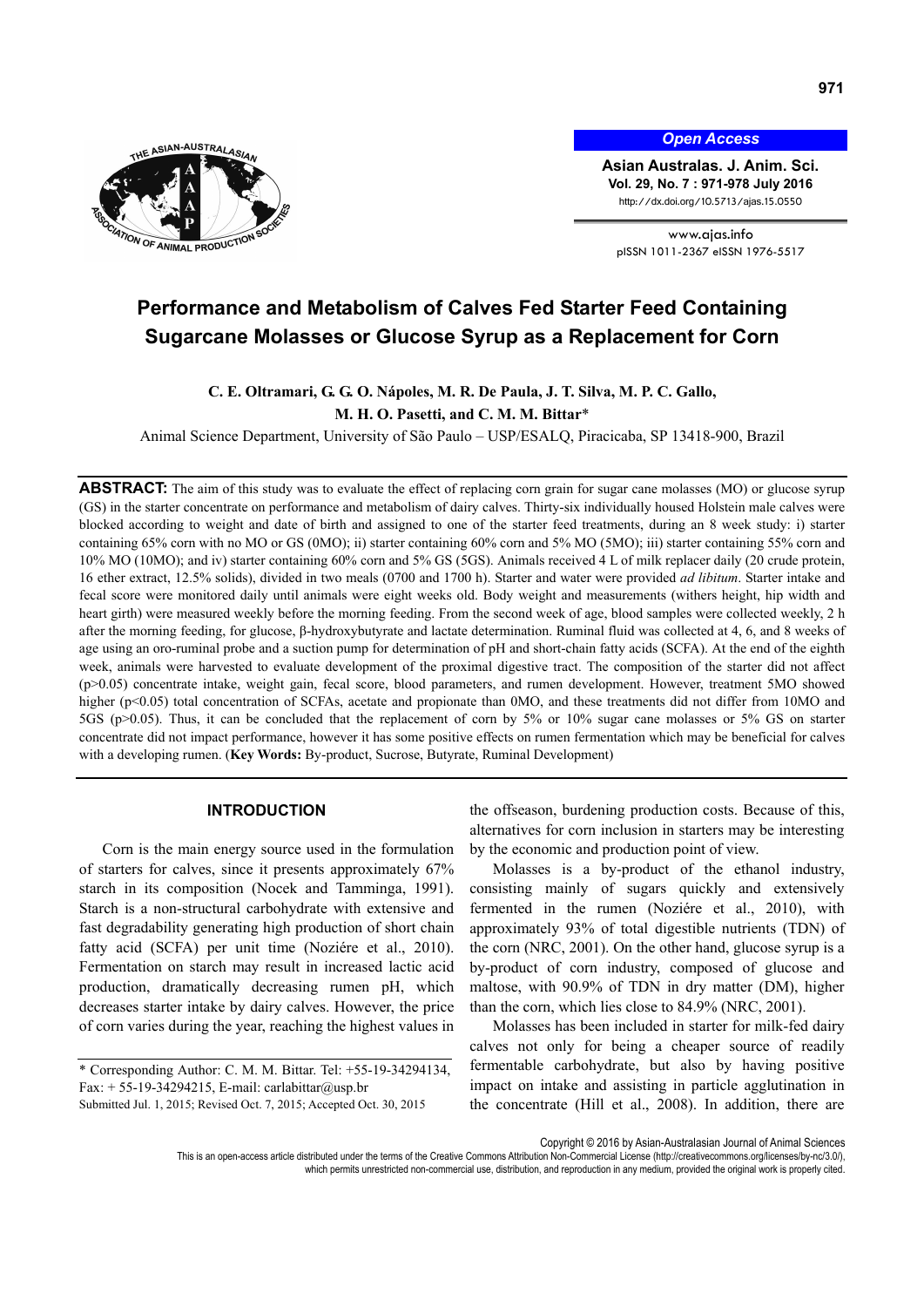# Performance and Metabolism of Calves Fed Starter Feed Containing Sugarcane Molasses or Glucose Syrup as a Replacement for Corn

**C. E. Oltramari, G. G. O. Nápoles, M. R. De Paula, J. T. Silva, M. P. C. Gallo, M. H. O. Pasetti, and C. M. M. Bittar***

Animal Science Department, University of São Paulo – USP/ESALQ, Piracicaba, SP 13418-900, Brazil

**ABSTRACT:** The aim of this study was to evaluate the effect of replacing corn grain for sugar cane molasses (MO) or glucose syrup (GS) in the starter concentrate on performance and metabolism of dairy calves. Thirty-six individually housed Holstein male calves were blocked according to weight and date of birth and assigned to one of the starter feed treatments, during an 8 week study: i) starter containing 65% corn with no MO or GS (0MO); ii) starter containing 60% corn and 5% MO (5MO); iii) starter containing 55% corn and 10% MO (10MO); and iv) starter containing 60% corn and 5% GS (5GS). Animals received 4 L of milk replacer daily (20 crude protein, 16 ether extract, 12.5% solids), divided in two meals (0700 and 1700 h). Starter and water were provided *ad libitum*. Starter intake and fecal score were monitored daily until animals were eight weeks old. Body weight and measurements (withers height, hip width and heart girth) were measured weekly before the morning feeding. From the second week of age, blood samples were collected weekly, 2 h after the morning feeding, for glucose, β-hydroxybutyrate and lactate determination. Ruminal fluid was collected at 4, 6, and 8 weeks of age using an oro-ruminal probe and a suction pump for determination of pH and short-chain fatty acids (SCFA). At the end of the eighth week, animals were harvested to evaluate development of the proximal digestive tract. The composition of the starter did not affect ($p>0.05$) concentrate intake, weight gain, fecal score, blood parameters, and rumen development. However, treatment 5MO showed higher ($p<0.05$) total concentration of SCFAs, acetate and propionate than 0MO, and these treatments did not differ from 10MO and 5GS ($p>0.05$). Thus, it can be concluded that the replacement of corn by 5% or 10% sugar cane molasses or 5% GS on starter concentrate did not impact performance, however it has some positive effects on rumen fermentation which may be beneficial for calves with a developing rumen. (**Key Words:** By-product, Sucrose, Butyrate, Ruminal Development)

## INTRODUCTION

Corn is the main energy source used in the formulation of starters for calves, since it presents approximately 67% starch in its composition (Nocek and Tamminga, 1991). Starch is a non-structural carbohydrate with extensive and fast degradability generating high production of short chain fatty acid (SCFA) per unit time (Noziére et al., 2010). Fermentation on starch may result in increased lactic acid production, dramatically decreasing rumen pH, which decreases starter intake by dairy calves. However, the price of corn varies during the year, reaching the highest values in the offseason, burdening production costs. Because of this, alternatives for corn inclusion in starters may be interesting by the economic and production point of view.

Molasses is a by-product of the ethanol industry, consisting mainly of sugars quickly and extensively fermented in the rumen (Noziére et al., 2010), with approximately 93% of total digestible nutrients (TDN) of the corn (NRC, 2001). On the other hand, glucose syrup is a by-product of corn industry, composed of glucose and maltose, with 90.9% of TDN in dry matter (DM), higher than the corn, which lies close to 84.9% (NRC, 2001).

Molasses has been included in starter for milk-fed dairy calves not only for being a cheaper source of readily fermentable carbohydrate, but also by having positive impact on intake and assisting in particle agglutination in the concentrate (Hill et al., 2008). In addition, there are

\* Corresponding Author: C. M. M. Bittar. Tel: +55-19-34294134, Fax: + 55-19-34294215, E-mail: carlabittar@usp.br

Submitted Jul. 1, 2015; Revised Oct. 7, 2015; Accepted Oct. 30, 2015

Copyright © 2016 by Asian-Australasian Journal of Animal Sciences

This is an open-access article distributed under the terms of the Creative Commons Attribution Non-Commercial License (http://creativecommons.org/licenses/by-nc/3.0/), which permits unrestricted non-commercial use, distribution, and reproduction in any medium, provided the original work is properly cited.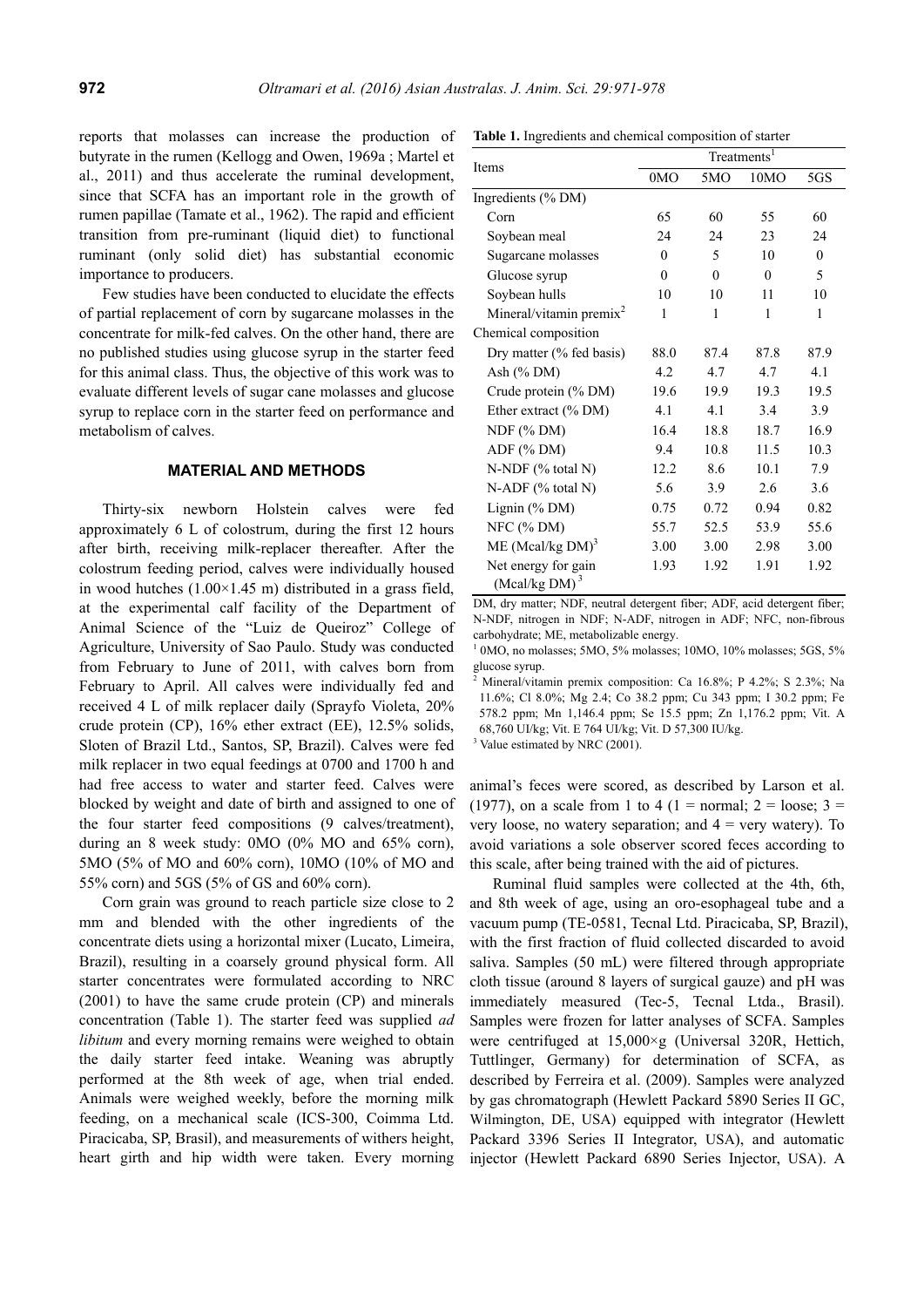reports that molasses can increase the production of butyrate in the rumen (Kellogg and Owen, 1969a ; Martel et al., 2011) and thus accelerate the ruminal development, since that SCFA has an important role in the growth of rumen papillae (Tamate et al., 1962). The rapid and efficient transition from pre-ruminant (liquid diet) to functional ruminant (only solid diet) has substantial economic importance to producers.

Few studies have been conducted to elucidate the effects of partial replacement of corn by sugarcane molasses in the concentrate for milk-fed calves. On the other hand, there are no published studies using glucose syrup in the starter feed for this animal class. Thus, the objective of this work was to evaluate different levels of sugar cane molasses and glucose syrup to replace corn in the starter feed on performance and metabolism of calves.

## MATERIAL AND METHODS

Thirty-six newborn Holstein calves were fed approximately 6 L of colostrum, during the first 12 hours after birth, receiving milk-replacer thereafter. After the colostrum feeding period, calves were individually housed in wood hutches (1.00×1.45 m) distributed in a grass field, at the experimental calf facility of the Department of Animal Science of the "Luiz de Queiroz" College of Agriculture, University of Sao Paulo. Study was conducted from February to June of 2011, with calves born from February to April. All calves were individually fed and received 4 L of milk replacer daily (Sprayfo Violeta, 20% crude protein (CP), 16% ether extract (EE), 12.5% solids, Sloten of Brazil Ltd., Santos, SP, Brazil). Calves were fed milk replacer in two equal feedings at 0700 and 1700 h and had free access to water and starter feed. Calves were blocked by weight and date of birth and assigned to one of the four starter feed compositions (9 calves/treatment), during an 8 week study: 0MO (0% MO and 65% corn), 5MO (5% of MO and 60% corn), 10MO (10% of MO and 55% corn) and 5GS (5% of GS and 60% corn).

Corn grain was ground to reach particle size close to 2 mm and blended with the other ingredients of the concentrate diets using a horizontal mixer (Lucato, Limeira, Brazil), resulting in a coarsely ground physical form. All starter concentrates were formulated according to NRC (2001) to have the same crude protein (CP) and minerals concentration (Table 1). The starter feed was supplied *ad libitum* and every morning remains were weighed to obtain the daily starter feed intake. Weaning was abruptly performed at the 8th week of age, when trial ended. Animals were weighed weekly, before the morning milk feeding, on a mechanical scale (ICS-300, Coimma Ltd. Piracicaba, SP, Brasil), and measurements of withers height, heart girth and hip width were taken. Every morning animal's feces were scored, as described by Larson et al. (1977), on a scale from 1 to 4 (1 = normal; 2 = loose; 3 = very loose, no watery separation; and 4 = very watery). To avoid variations a sole observer scored feces according to this scale, after being trained with the aid of pictures.

**Table 1.** Ingredients and chemical composition of starter

| Items | Treatments[1] | | | |
|---|---|---|---|---|
| | 0MO | 5MO | 10MO | 5GS |
| Ingredients (% DM) | | | | |
| Corn | 65 | 60 | 55 | 60 |
| Soybean meal | 24 | 24 | 23 | 24 |
| Sugarcane molasses | 0 | 5 | 10 | 0 |
| Glucose syrup | 0 | 0 | 0 | 5 |
| Soybean hulls | 10 | 10 | 11 | 10 |
| Mineral/vitamin premix[2] | 1 | 1 | 1 | 1 |
| Chemical composition | | | | |
| Dry matter (% fed basis) | 88.0 | 87.4 | 87.8 | 87.9 |
| Ash (% DM) | 4.2 | 4.7 | 4.7 | 4.1 |
| Crude protein (% DM) | 19.6 | 19.9 | 19.3 | 19.5 |
| Ether extract (% DM) | 4.1 | 4.1 | 3.4 | 3.9 |
| NDF (% DM) | 16.4 | 18.8 | 18.7 | 16.9 |
| ADF (% DM) | 9.4 | 10.8 | 11.5 | 10.3 |
| N-NDF (% total N) | 12.2 | 8.6 | 10.1 | 7.9 |
| N-ADF (% total N) | 5.6 | 3.9 | 2.6 | 3.6 |
| Lignin (% DM) | 0.75 | 0.72 | 0.94 | 0.82 |
| NFC (% DM) | 55.7 | 52.5 | 53.9 | 55.6 |
| ME (Mcal/kg DM)[3] | 3.00 | 3.00 | 2.98 | 3.00 |
| Net energy for gain (Mcal/kg DM)[3] | 1.93 | 1.92 | 1.91 | 1.92 |

DM, dry matter; NDF, neutral detergent fiber; ADF, acid detergent fiber; N-NDF, nitrogen in NDF; N-ADF, nitrogen in ADF; NFC, non-fibrous carbohydrate; ME, metabolizable energy.

[1] 0MO, no molasses; 5MO, 5% molasses; 10MO, 10% molasses; 5GS, 5% glucose syrup.

[2] Mineral/vitamin premix composition: Ca 16.8%; P 4.2%; S 2.3%; Na 11.6%; Cl 8.0%; Mg 2.4; Co 38.2 ppm; Cu 343 ppm; I 30.2 ppm; Fe 578.2 ppm; Mn 1,146.4 ppm; Se 15.5 ppm; Zn 1,176.2 ppm; Vit. A 68,760 UI/kg; Vit. E 764 UI/kg; Vit. D 57,300 IU/kg.

[3] Value estimated by NRC (2001).

Ruminal fluid samples were collected at the 4th, 6th, and 8th week of age, using an oro-esophageal tube and a vacuum pump (TE-0581, Tecnal Ltd. Piracicaba, SP, Brazil), with the first fraction of fluid collected discarded to avoid saliva. Samples (50 mL) were filtered through appropriate cloth tissue (around 8 layers of surgical gauze) and pH was immediately measured (Tec-5, Tecnal Ltda., Brasil). Samples were frozen for latter analyses of SCFA. Samples were centrifuged at 15,000×g (Universal 320R, Hettich, Tuttlinger, Germany) for determination of SCFA, as described by Ferreira et al. (2009). Samples were analyzed by gas chromatograph (Hewlett Packard 5890 Series II GC, Wilmington, DE, USA) equipped with integrator (Hewlett Packard 3396 Series II Integrator, USA), and automatic injector (Hewlett Packard 6890 Series Injector, USA). A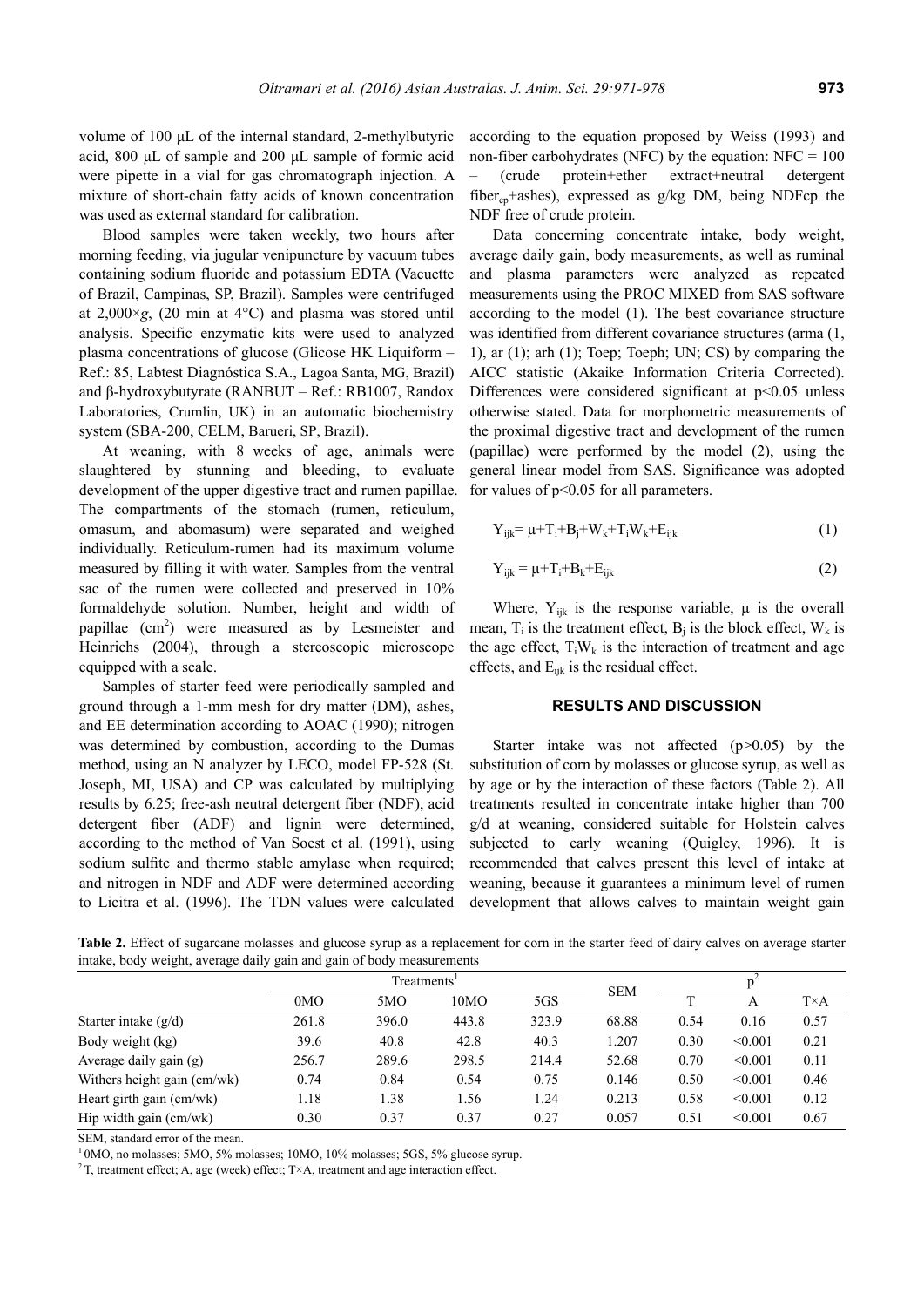volume of 100 μL of the internal standard, 2-methylbutyric acid, 800 μL of sample and 200 μL sample of formic acid were pipette in a vial for gas chromatograph injection. A mixture of short-chain fatty acids of known concentration was used as external standard for calibration.

Blood samples were taken weekly, two hours after morning feeding, via jugular venipuncture by vacuum tubes containing sodium fluoride and potassium EDTA (Vacuette of Brazil, Campinas, SP, Brazil). Samples were centrifuged at 2,000×*g*, (20 min at 4°C) and plasma was stored until analysis. Specific enzymatic kits were used to analyzed plasma concentrations of glucose (Glicose HK Liquiform – Ref.: 85, Labtest Diagnóstica S.A., Lagoa Santa, MG, Brazil) and β-hydroxybutyrate (RANBUT – Ref.: RB1007, Randox Laboratories, Crumlin, UK) in an automatic biochemistry system (SBA-200, CELM, Barueri, SP, Brazil).

At weaning, with 8 weeks of age, animals were slaughtered by stunning and bleeding, to evaluate development of the upper digestive tract and rumen papillae. The compartments of the stomach (rumen, reticulum, omasum, and abomasum) were separated and weighed individually. Reticulum-rumen had its maximum volume measured by filling it with water. Samples from the ventral sac of the rumen were collected and preserved in 10% formaldehyde solution. Number, height and width of papillae ($cm^2$) were measured as by Lesmeister and Heinrichs (2004), through a stereoscopic microscope equipped with a scale.

Samples of starter feed were periodically sampled and ground through a 1-mm mesh for dry matter (DM), ashes, and EE determination according to AOAC (1990); nitrogen was determined by combustion, according to the Dumas method, using an N analyzer by LECO, model FP-528 (St. Joseph, MI, USA) and CP was calculated by multiplying results by 6.25; free-ash neutral detergent fiber (NDF), acid detergent fiber (ADF) and lignin were determined, according to the method of Van Soest et al. (1991), using sodium sulfite and thermo stable amylase when required; and nitrogen in NDF and ADF were determined according to Licitra et al. (1996). The TDN values were calculated according to the equation proposed by Weiss (1993) and non-fiber carbohydrates (NFC) by the equation: NFC = 100 – (crude protein+ether extract+neutral detergent $fiber_{cp}$+ashes), expressed as g/kg DM, being NDFcp the NDF free of crude protein.

Data concerning concentrate intake, body weight, average daily gain, body measurements, as well as ruminal and plasma parameters were analyzed as repeated measurements using the PROC MIXED from SAS software according to the model (1). The best covariance structure was identified from different covariance structures (arma (1, 1), ar (1); arh (1); Toep; Toeph; UN; CS) by comparing the AICC statistic (Akaike Information Criteria Corrected). Differences were considered significant at $p<0.05$ unless otherwise stated. Data for morphometric measurements of the proximal digestive tract and development of the rumen (papillae) were performed by the model (2), using the general linear model from SAS. Significance was adopted for values of $p<0.05$ for all parameters.

$$Y_{ijk} = \mu + T_i + B_j + W_k + T_iW_k + E_{ijk} \quad (1)$$

$$Y_{ijk} = \mu + T_i + B_k + E_{ijk} \quad (2)$$

Where, $Y_{ijk}$ is the response variable, μ is the overall mean, $T_i$ is the treatment effect, $B_j$ is the block effect, $W_k$ is the age effect, $T_iW_k$ is the interaction of treatment and age effects, and $E_{ijk}$ is the residual effect.

## RESULTS AND DISCUSSION

Starter intake was not affected ($p>0.05$) by the substitution of corn by molasses or glucose syrup, as well as by age or by the interaction of these factors (Table 2). All treatments resulted in concentrate intake higher than 700 g/d at weaning, considered suitable for Holstein calves subjected to early weaning (Quigley, 1996). It is recommended that calves present this level of intake at weaning, because it guarantees a minimum level of rumen development that allows calves to maintain weight gain

**Table 2.** Effect of sugarcane molasses and glucose syrup as a replacement for corn in the starter feed of dairy calves on average starter intake, body weight, average daily gain and gain of body measurements

| | Treatments[1] | | | | SEM | p[2] | | |
|---|---|---|---|---|---|---|---|---|
| | 0MO | 5MO | 10MO | 5GS | | T | A | T×A |
| Starter intake (g/d) | 261.8 | 396.0 | 443.8 | 323.9 | 68.88 | 0.54 | 0.16 | 0.57 |
| Body weight (kg) | 39.6 | 40.8 | 42.8 | 40.3 | 1.207 | 0.30 | <0.001 | 0.21 |
| Average daily gain (g) | 256.7 | 289.6 | 298.5 | 214.4 | 52.68 | 0.70 | <0.001 | 0.11 |
| Withers height gain (cm/wk) | 0.74 | 0.84 | 0.54 | 0.75 | 0.146 | 0.50 | <0.001 | 0.46 |
| Heart girth gain (cm/wk) | 1.18 | 1.38 | 1.56 | 1.24 | 0.213 | 0.58 | <0.001 | 0.12 |
| Hip width gain (cm/wk) | 0.30 | 0.37 | 0.37 | 0.27 | 0.057 | 0.51 | <0.001 | 0.67 |

SEM, standard error of the mean.

[1] 0MO, no molasses; 5MO, 5% molasses; 10MO, 10% molasses; 5GS, 5% glucose syrup.

[2] T, treatment effect; A, age (week) effect; T×A, treatment and age interaction effect.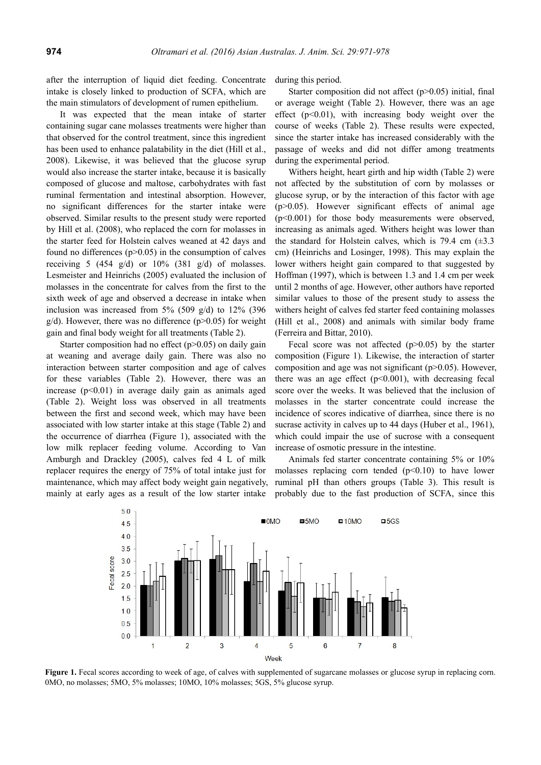after the interruption of liquid diet feeding. Concentrate intake is closely linked to production of SCFA, which are the main stimulators of development of rumen epithelium.

It was expected that the mean intake of starter containing sugar cane molasses treatments were higher than that observed for the control treatment, since this ingredient has been used to enhance palatability in the diet (Hill et al., 2008). Likewise, it was believed that the glucose syrup would also increase the starter intake, because it is basically composed of glucose and maltose, carbohydrates with fast ruminal fermentation and intestinal absorption. However, no significant differences for the starter intake were observed. Similar results to the present study were reported by Hill et al. (2008), who replaced the corn for molasses in the starter feed for Holstein calves weaned at 42 days and found no differences ($p>0.05$) in the consumption of calves receiving 5 (454 g/d) or 10% (381 g/d) of molasses. Lesmeister and Heinrichs (2005) evaluated the inclusion of molasses in the concentrate for calves from the first to the sixth week of age and observed a decrease in intake when inclusion was increased from 5% (509 g/d) to 12% (396 g/d). However, there was no difference ($p>0.05$) for weight gain and final body weight for all treatments (Table 2).

Starter composition had no effect ($p>0.05$) on daily gain at weaning and average daily gain. There was also no interaction between starter composition and age of calves for these variables (Table 2). However, there was an increase ($p<0.01$) in average daily gain as animals aged (Table 2). Weight loss was observed in all treatments between the first and second week, which may have been associated with low starter intake at this stage (Table 2) and the occurrence of diarrhea (Figure 1), associated with the low milk replacer feeding volume. According to Van Amburgh and Drackley (2005), calves fed 4 L of milk replacer requires the energy of 75% of total intake just for maintenance, which may affect body weight gain negatively, mainly at early ages as a result of the low starter intake during this period.

Starter composition did not affect ($p>0.05$) initial, final or average weight (Table 2). However, there was an age effect ($p<0.01$), with increasing body weight over the course of weeks (Table 2). These results were expected, since the starter intake has increased considerably with the passage of weeks and did not differ among treatments during the experimental period.

Withers height, heart girth and hip width (Table 2) were not affected by the substitution of corn by molasses or glucose syrup, or by the interaction of this factor with age ($p>0.05$). However significant effects of animal age ($p<0.001$) for those body measurements were observed, increasing as animals aged. Withers height was lower than the standard for Holstein calves, which is 79.4 cm (±3.3 cm) (Heinrichs and Losinger, 1998). This may explain the lower withers height gain compared to that suggested by Hoffman (1997), which is between 1.3 and 1.4 cm per week until 2 months of age. However, other authors have reported similar values to those of the present study to assess the withers height of calves fed starter feed containing molasses (Hill et al., 2008) and animals with similar body frame (Ferreira and Bittar, 2010).

Fecal score was not affected ($p>0.05$) by the starter composition (Figure 1). Likewise, the interaction of starter composition and age was not significant ($p>0.05$). However, there was an age effect ($p<0.001$), with decreasing fecal score over the weeks. It was believed that the inclusion of molasses in the starter concentrate could increase the incidence of scores indicative of diarrhea, since there is no sucrase activity in calves up to 44 days (Huber et al., 1961), which could impair the use of sucrose with a consequent increase of osmotic pressure in the intestine.

Animals fed starter concentrate containing 5% or 10% molasses replacing corn tended ($p<0.10$) to have lower ruminal pH than others groups (Table 3). This result is probably due to the fast production of SCFA, since this

**Figure 1.** Fecal scores according to week of age, of calves with supplemented of sugarcane molasses or glucose syrup in replacing corn. 0MO, no molasses; 5MO, 5% molasses; 10MO, 10% molasses; 5GS, 5% glucose syrup.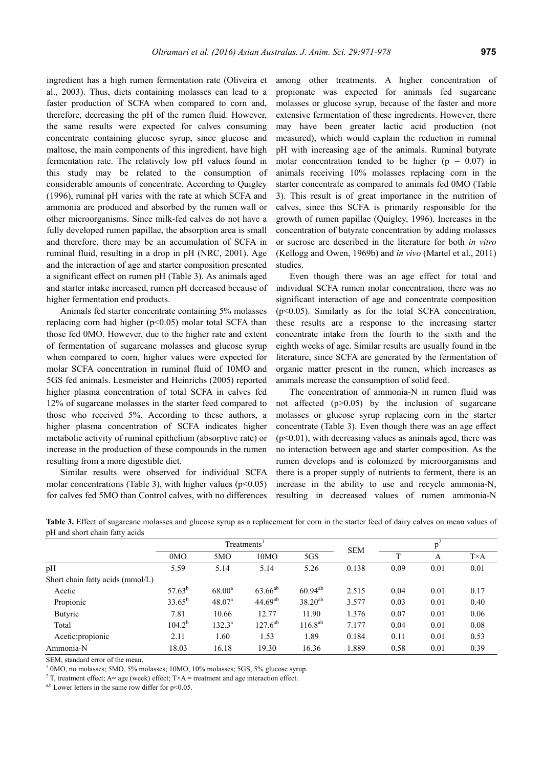ingredient has a high rumen fermentation rate (Oliveira et al., 2003). Thus, diets containing molasses can lead to a faster production of SCFA when compared to corn and, therefore, decreasing the pH of the rumen fluid. However, the same results were expected for calves consuming concentrate containing glucose syrup, since glucose and maltose, the main components of this ingredient, have high fermentation rate. The relatively low pH values found in this study may be related to the consumption of considerable amounts of concentrate. According to Quigley (1996), ruminal pH varies with the rate at which SCFA and ammonia are produced and absorbed by the rumen wall or other microorganisms. Since milk-fed calves do not have a fully developed rumen papillae, the absorption area is small and therefore, there may be an accumulation of SCFA in ruminal fluid, resulting in a drop in pH (NRC, 2001). Age and the interaction of age and starter composition presented a significant effect on rumen pH (Table 3). As animals aged and starter intake increased, rumen pH decreased because of higher fermentation end products.

Animals fed starter concentrate containing 5% molasses replacing corn had higher ($p<0.05$) molar total SCFA than those fed 0MO. However, due to the higher rate and extent of fermentation of sugarcane molasses and glucose syrup when compared to corn, higher values were expected for molar SCFA concentration in ruminal fluid of 10MO and 5GS fed animals. Lesmeister and Heinrichs (2005) reported higher plasma concentration of total SCFA in calves fed 12% of sugarcane molasses in the starter feed compared to those who received 5%. According to these authors, a higher plasma concentration of SCFA indicates higher metabolic activity of ruminal epithelium (absorptive rate) or increase in the production of these compounds in the rumen resulting from a more digestible diet.

Similar results were observed for individual SCFA molar concentrations (Table 3), with higher values ($p<0.05$) for calves fed 5MO than Control calves, with no differences among other treatments. A higher concentration of propionate was expected for animals fed sugarcane molasses or glucose syrup, because of the faster and more extensive fermentation of these ingredients. However, there may have been greater lactic acid production (not measured), which would explain the reduction in ruminal pH with increasing age of the animals. Ruminal butyrate molar concentration tended to be higher ($p = 0.07$) in animals receiving 10% molasses replacing corn in the starter concentrate as compared to animals fed 0MO (Table 3). This result is of great importance in the nutrition of calves, since this SCFA is primarily responsible for the growth of rumen papillae (Quigley, 1996). Increases in the concentration of butyrate concentration by adding molasses or sucrose are described in the literature for both *in vitro* (Kellogg and Owen, 1969b) and *in vivo* (Martel et al., 2011) studies.

Even though there was an age effect for total and individual SCFA rumen molar concentration, there was no significant interaction of age and concentrate composition ($p<0.05$). Similarly as for the total SCFA concentration, these results are a response to the increasing starter concentrate intake from the fourth to the sixth and the eighth weeks of age. Similar results are usually found in the literature, since SCFA are generated by the fermentation of organic matter present in the rumen, which increases as animals increase the consumption of solid feed.

The concentration of ammonia-N in rumen fluid was not affected ($p>0.05$) by the inclusion of sugarcane molasses or glucose syrup replacing corn in the starter concentrate (Table 3). Even though there was an age effect ($p<0.01$), with decreasing values as animals aged, there was no interaction between age and starter composition. As the rumen develops and is colonized by microorganisms and there is a proper supply of nutrients to ferment, there is an increase in the ability to use and recycle ammonia-N, resulting in decreased values of rumen ammonia-N

**Table 3.** Effect of sugarcane molasses and glucose syrup as a replacement for corn in the starter feed of dairy calves on mean values of pH and short chain fatty acids

| | Treatments[1] | | | | SEM | p[2] | | |
|---|---|---|---|---|---|---|---|---|
| | 0MO | 5MO | 10MO | 5GS | | T | A | T×A |
| pH | 5.59 | 5.14 | 5.14 | 5.26 | 0.138 | 0.09 | 0.01 | 0.01 |
| Short chain fatty acids (mmol/L) | | | | | | | | |
| Acetic | 57.63[b] | 68.00[a] | 63.66[ab] | 60.94[ab] | 2.515 | 0.04 | 0.01 | 0.17 |
| Propionic | 33.65[b] | 48.07[a] | 44.69[ab] | 38.20[ab] | 3.577 | 0.03 | 0.01 | 0.40 |
| Butyric | 7.81 | 10.66 | 12.77 | 11.90 | 1.376 | 0.07 | 0.01 | 0.06 |
| Total | 104.2[b] | 132.3[a] | 127.6[ab] | 116.8[ab] | 7.177 | 0.04 | 0.01 | 0.08 |
| Acetic:propionic | 2.11 | 1.60 | 1.53 | 1.89 | 0.184 | 0.11 | 0.01 | 0.53 |
| Ammonia-N | 18.03 | 16.18 | 19.30 | 16.36 | 1.889 | 0.58 | 0.01 | 0.39 |

SEM, standard error of the mean.

[1] 0MO, no molasses; 5MO, 5% molasses; 10MO, 10% molasses; 5GS, 5% glucose syrup.

[2] T, treatment effect; A= age (week) effect; T×A = treatment and age interaction effect.

[a,b] Lower letters in the same row differ for $p<0.05$.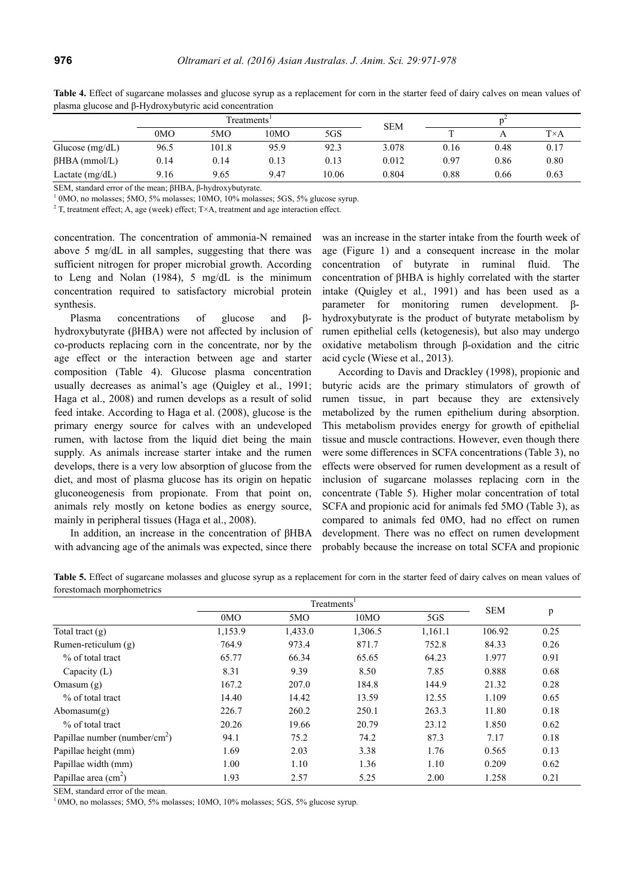**Table 4.** Effect of sugarcane molasses and glucose syrup as a replacement for corn in the starter feed of dairy calves on mean values of plasma glucose and β-Hydroxybutyric acid concentration

| | Treatments[1] | | | | SEM | p[2] | | |
|---|---|---|---|---|---|---|---|---|
| | 0MO | 5MO | 10MO | 5GS | | T | A | T×A |
| Glucose (mg/dL) | 96.5 | 101.8 | 95.9 | 92.3 | 3.078 | 0.16 | 0.48 | 0.17 |
| βHBA (mmol/L) | 0.14 | 0.14 | 0.13 | 0.13 | 0.012 | 0.97 | 0.86 | 0.80 |
| Lactate (mg/dL) | 9.16 | 9.65 | 9.47 | 10.06 | 0.804 | 0.88 | 0.66 | 0.63 |

SEM, standard error of the mean; βHBA, β-hydroxybutyrate.
[1] 0MO, no molasses; 5MO, 5% molasses; 10MO, 10% molasses; 5GS, 5% glucose syrup.
[2] T, treatment effect; A, age (week) effect; T×A, treatment and age interaction effect.

concentration. The concentration of ammonia-N remained above 5 mg/dL in all samples, suggesting that there was sufficient nitrogen for proper microbial growth. According to Leng and Nolan (1984), 5 mg/dL is the minimum concentration required to satisfactory microbial protein synthesis.

Plasma concentrations of glucose and β-hydroxybutyrate (βHBA) were not affected by inclusion of co-products replacing corn in the concentrate, nor by the age effect or the interaction between age and starter composition (Table 4). Glucose plasma concentration usually decreases as animal's age (Quigley et al., 1991; Haga et al., 2008) and rumen develops as a result of solid feed intake. According to Haga et al. (2008), glucose is the primary energy source for calves with an undeveloped rumen, with lactose from the liquid diet being the main supply. As animals increase starter intake and the rumen develops, there is a very low absorption of glucose from the diet, and most of plasma glucose has its origin on hepatic gluconeogenesis from propionate. From that point on, animals rely mostly on ketone bodies as energy source, mainly in peripheral tissues (Haga et al., 2008).

In addition, an increase in the concentration of βHBA with advancing age of the animals was expected, since there was an increase in the starter intake from the fourth week of age (Figure 1) and a consequent increase in the molar concentration of butyrate in ruminal fluid. The concentration of βHBA is highly correlated with the starter intake (Quigley et al., 1991) and has been used as a parameter for monitoring rumen development. β-hydroxybutyrate is the product of butyrate metabolism by rumen epithelial cells (ketogenesis), but also may undergo oxidative metabolism through β-oxidation and the citric acid cycle (Wiese et al., 2013).

According to Davis and Drackley (1998), propionic and butyric acids are the primary stimulators of growth of rumen tissue, in part because they are extensively metabolized by the rumen epithelium during absorption. This metabolism provides energy for growth of epithelial tissue and muscle contractions. However, even though there were some differences in SCFA concentrations (Table 3), no effects were observed for rumen development as a result of inclusion of sugarcane molasses replacing corn in the concentrate (Table 5). Higher molar concentration of total SCFA and propionic acid for animals fed 5MO (Table 3), as compared to animals fed 0MO, had no effect on rumen development. There was no effect on rumen development probably because the increase on total SCFA and propionic

**Table 5.** Effect of sugarcane molasses and glucose syrup as a replacement for corn in the starter feed of dairy calves on mean values of forestomach morphometrics

| | Treatments[1] | | | | SEM | p |
|---|---|---|---|---|---|---|
| | 0MO | 5MO | 10MO | 5GS | | |
| Total tract (g) | 1,153.9 | 1,433.0 | 1,306.5 | 1,161.1 | 106.92 | 0.25 |
| Rumen-reticulum (g) | 764.9 | 973.4 | 871.7 | 752.8 | 84.33 | 0.26 |
| % of total tract | 65.77 | 66.34 | 65.65 | 64.23 | 1.977 | 0.91 |
| Capacity (L) | 8.31 | 9.39 | 8.50 | 7.85 | 0.888 | 0.68 |
| Omasum (g) | 167.2 | 207.0 | 184.8 | 144.9 | 21.32 | 0.28 |
| % of total tract | 14.40 | 14.42 | 13.59 | 12.55 | 1.109 | 0.65 |
| Abomasum(g) | 226.7 | 260.2 | 250.1 | 263.3 | 11.80 | 0.18 |
| % of total tract | 20.26 | 19.66 | 20.79 | 23.12 | 1.850 | 0.62 |
| Papillae number (number/cm$^2$) | 94.1 | 75.2 | 74.2 | 87.3 | 7.17 | 0.18 |
| Papillae height (mm) | 1.69 | 2.03 | 3.38 | 1.76 | 0.565 | 0.13 |
| Papillae width (mm) | 1.00 | 1.10 | 1.36 | 1.10 | 0.209 | 0.62 |
| Papillae area (cm$^2$) | 1.93 | 2.57 | 5.25 | 2.00 | 1.258 | 0.21 |

SEM, standard error of the mean.
[1] 0MO, no molasses; 5MO, 5% molasses; 10MO, 10% molasses; 5GS, 5% glucose syrup.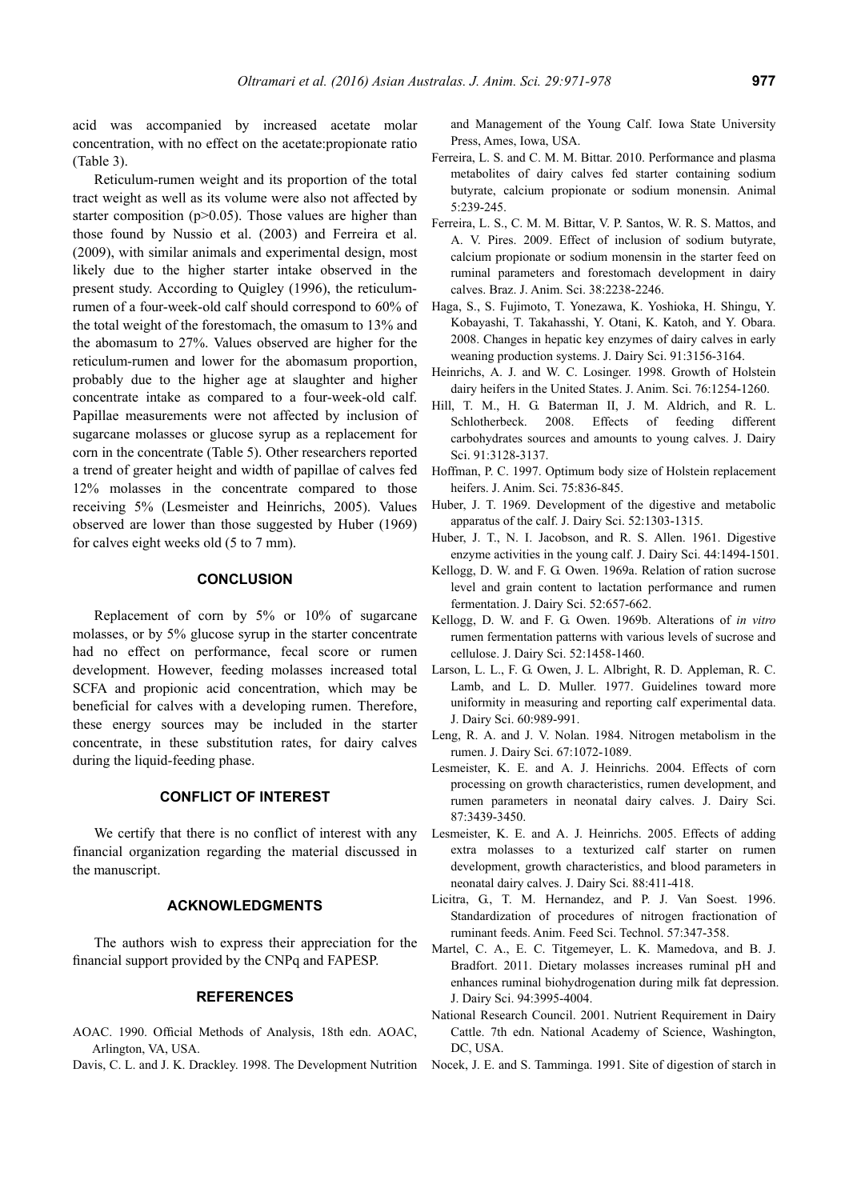acid was accompanied by increased acetate molar concentration, with no effect on the acetate:propionate ratio (Table 3).

Reticulum-rumen weight and its proportion of the total tract weight as well as its volume were also not affected by starter composition ($p>0.05$). Those values are higher than those found by Nussio et al. (2003) and Ferreira et al. (2009), with similar animals and experimental design, most likely due to the higher starter intake observed in the present study. According to Quigley (1996), the reticulum-rumen of a four-week-old calf should correspond to 60% of the total weight of the forestomach, the omasum to 13% and the abomasum to 27%. Values observed are higher for the reticulum-rumen and lower for the abomasum proportion, probably due to the higher age at slaughter and higher concentrate intake as compared to a four-week-old calf. Papillae measurements were not affected by inclusion of sugarcane molasses or glucose syrup as a replacement for corn in the concentrate (Table 5). Other researchers reported a trend of greater height and width of papillae of calves fed 12% molasses in the concentrate compared to those receiving 5% (Lesmeister and Heinrichs, 2005). Values observed are lower than those suggested by Huber (1969) for calves eight weeks old (5 to 7 mm).

## CONCLUSION

Replacement of corn by 5% or 10% of sugarcane molasses, or by 5% glucose syrup in the starter concentrate had no effect on performance, fecal score or rumen development. However, feeding molasses increased total SCFA and propionic acid concentration, which may be beneficial for calves with a developing rumen. Therefore, these energy sources may be included in the starter concentrate, in these substitution rates, for dairy calves during the liquid-feeding phase.

## CONFLICT OF INTEREST

We certify that there is no conflict of interest with any financial organization regarding the material discussed in the manuscript.

## ACKNOWLEDGMENTS

The authors wish to express their appreciation for the financial support provided by the CNPq and FAPESP.

## REFERENCES

AOAC. 1990. Official Methods of Analysis, 18th edn. AOAC, Arlington, VA, USA.

Davis, C. L. and J. K. Drackley. 1998. The Development Nutrition and Management of the Young Calf. Iowa State University Press, Ames, Iowa, USA.

Ferreira, L. S. and C. M. M. Bittar. 2010. Performance and plasma metabolites of dairy calves fed starter containing sodium butyrate, calcium propionate or sodium monensin. Animal 5:239-245.

Ferreira, L. S., C. M. M. Bittar, V. P. Santos, W. R. S. Mattos, and A. V. Pires. 2009. Effect of inclusion of sodium butyrate, calcium propionate or sodium monensin in the starter feed on ruminal parameters and forestomach development in dairy calves. Braz. J. Anim. Sci. 38:2238-2246.

Haga, S., S. Fujimoto, T. Yonezawa, K. Yoshioka, H. Shingu, Y. Kobayashi, T. Takahasshi, Y. Otani, K. Katoh, and Y. Obara. 2008. Changes in hepatic key enzymes of dairy calves in early weaning production systems. J. Dairy Sci. 91:3156-3164.

Heinrichs, A. J. and W. C. Losinger. 1998. Growth of Holstein dairy heifers in the United States. J. Anim. Sci. 76:1254-1260.

Hill, T. M., H. G. Baterman II, J. M. Aldrich, and R. L. Schlotherbeck. 2008. Effects of feeding different carbohydrates sources and amounts to young calves. J. Dairy Sci. 91:3128-3137.

Hoffman, P. C. 1997. Optimum body size of Holstein replacement heifers. J. Anim. Sci. 75:836-845.

Huber, J. T. 1969. Development of the digestive and metabolic apparatus of the calf. J. Dairy Sci. 52:1303-1315.

Huber, J. T., N. I. Jacobson, and R. S. Allen. 1961. Digestive enzyme activities in the young calf. J. Dairy Sci. 44:1494-1501.

Kellogg, D. W. and F. G. Owen. 1969a. Relation of ration sucrose level and grain content to lactation performance and rumen fermentation. J. Dairy Sci. 52:657-662.

Kellogg, D. W. and F. G. Owen. 1969b. Alterations of *in vitro* rumen fermentation patterns with various levels of sucrose and cellulose. J. Dairy Sci. 52:1458-1460.

Larson, L. L., F. G. Owen, J. L. Albright, R. D. Appleman, R. C. Lamb, and L. D. Muller. 1977. Guidelines toward more uniformity in measuring and reporting calf experimental data. J. Dairy Sci. 60:989-991.

Leng, R. A. and J. V. Nolan. 1984. Nitrogen metabolism in the rumen. J. Dairy Sci. 67:1072-1089.

Lesmeister, K. E. and A. J. Heinrichs. 2004. Effects of corn processing on growth characteristics, rumen development, and rumen parameters in neonatal dairy calves. J. Dairy Sci. 87:3439-3450.

Lesmeister, K. E. and A. J. Heinrichs. 2005. Effects of adding extra molasses to a texturized calf starter on rumen development, growth characteristics, and blood parameters in neonatal dairy calves. J. Dairy Sci. 88:411-418.

Licitra, G., T. M. Hernandez, and P. J. Van Soest. 1996. Standardization of procedures of nitrogen fractionation of ruminant feeds. Anim. Feed Sci. Technol. 57:347-358.

Martel, C. A., E. C. Titgemeyer, L. K. Mamedova, and B. J. Bradfort. 2011. Dietary molasses increases ruminal pH and enhances ruminal biohydrogenation during milk fat depression. J. Dairy Sci. 94:3995-4004.

National Research Council. 2001. Nutrient Requirement in Dairy Cattle. 7th edn. National Academy of Science, Washington, DC, USA.

Nocek, J. E. and S. Tamminga. 1991. Site of digestion of starch in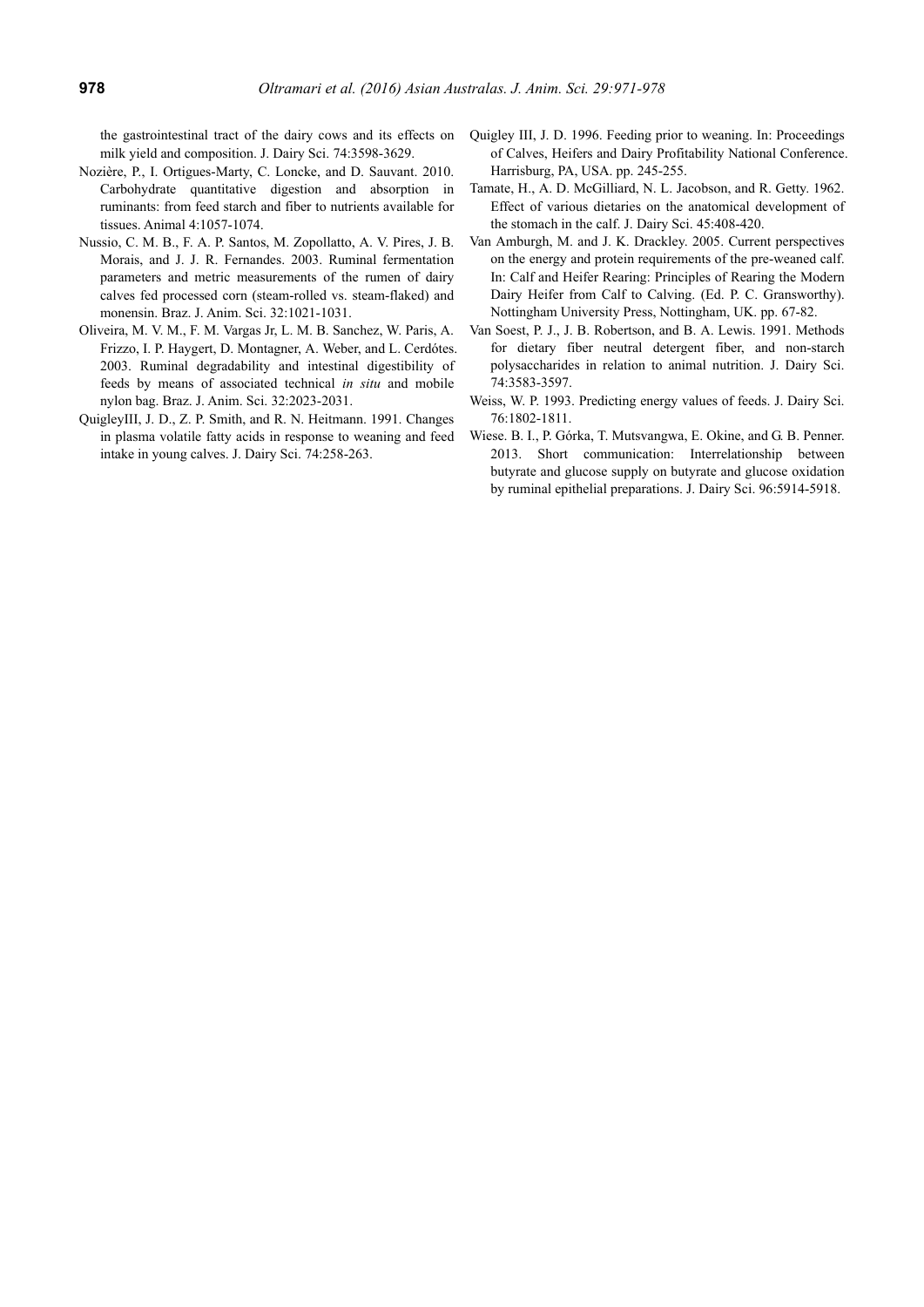the gastrointestinal tract of the dairy cows and its effects on milk yield and composition. J. Dairy Sci. 74:3598-3629.

Nozière, P., I. Ortigues-Marty, C. Loncke, and D. Sauvant. 2010. Carbohydrate quantitative digestion and absorption in ruminants: from feed starch and fiber to nutrients available for tissues. Animal 4:1057-1074.

Nussio, C. M. B., F. A. P. Santos, M. Zopollatto, A. V. Pires, J. B. Morais, and J. J. R. Fernandes. 2003. Ruminal fermentation parameters and metric measurements of the rumen of dairy calves fed processed corn (steam-rolled vs. steam-flaked) and monensin. Braz. J. Anim. Sci. 32:1021-1031.

Oliveira, M. V. M., F. M. Vargas Jr, L. M. B. Sanchez, W. Paris, A. Frizzo, I. P. Haygert, D. Montagner, A. Weber, and L. Cerdótes. 2003. Ruminal degradability and intestinal digestibility of feeds by means of associated technical *in situ* and mobile nylon bag. Braz. J. Anim. Sci. 32:2023-2031.

QuigleyIII, J. D., Z. P. Smith, and R. N. Heitmann. 1991. Changes in plasma volatile fatty acids in response to weaning and feed intake in young calves. J. Dairy Sci. 74:258-263.

Quigley III, J. D. 1996. Feeding prior to weaning. In: Proceedings of Calves, Heifers and Dairy Profitability National Conference. Harrisburg, PA, USA. pp. 245-255.

Tamate, H., A. D. McGilliard, N. L. Jacobson, and R. Getty. 1962. Effect of various dietaries on the anatomical development of the stomach in the calf. J. Dairy Sci. 45:408-420.

Van Amburgh, M. and J. K. Drackley. 2005. Current perspectives on the energy and protein requirements of the pre-weaned calf. In: Calf and Heifer Rearing: Principles of Rearing the Modern Dairy Heifer from Calf to Calving. (Ed. P. C. Gransworthy). Nottingham University Press, Nottingham, UK. pp. 67-82.

Van Soest, P. J., J. B. Robertson, and B. A. Lewis. 1991. Methods for dietary fiber neutral detergent fiber, and non-starch polysaccharides in relation to animal nutrition. J. Dairy Sci. 74:3583-3597.

Weiss, W. P. 1993. Predicting energy values of feeds. J. Dairy Sci. 76:1802-1811.

Wiese. B. I., P. Górka, T. Mutsvangwa, E. Okine, and G. B. Penner. 2013. Short communication: Interrelationship between butyrate and glucose supply on butyrate and glucose oxidation by ruminal epithelial preparations. J. Dairy Sci. 96:5914-5918.